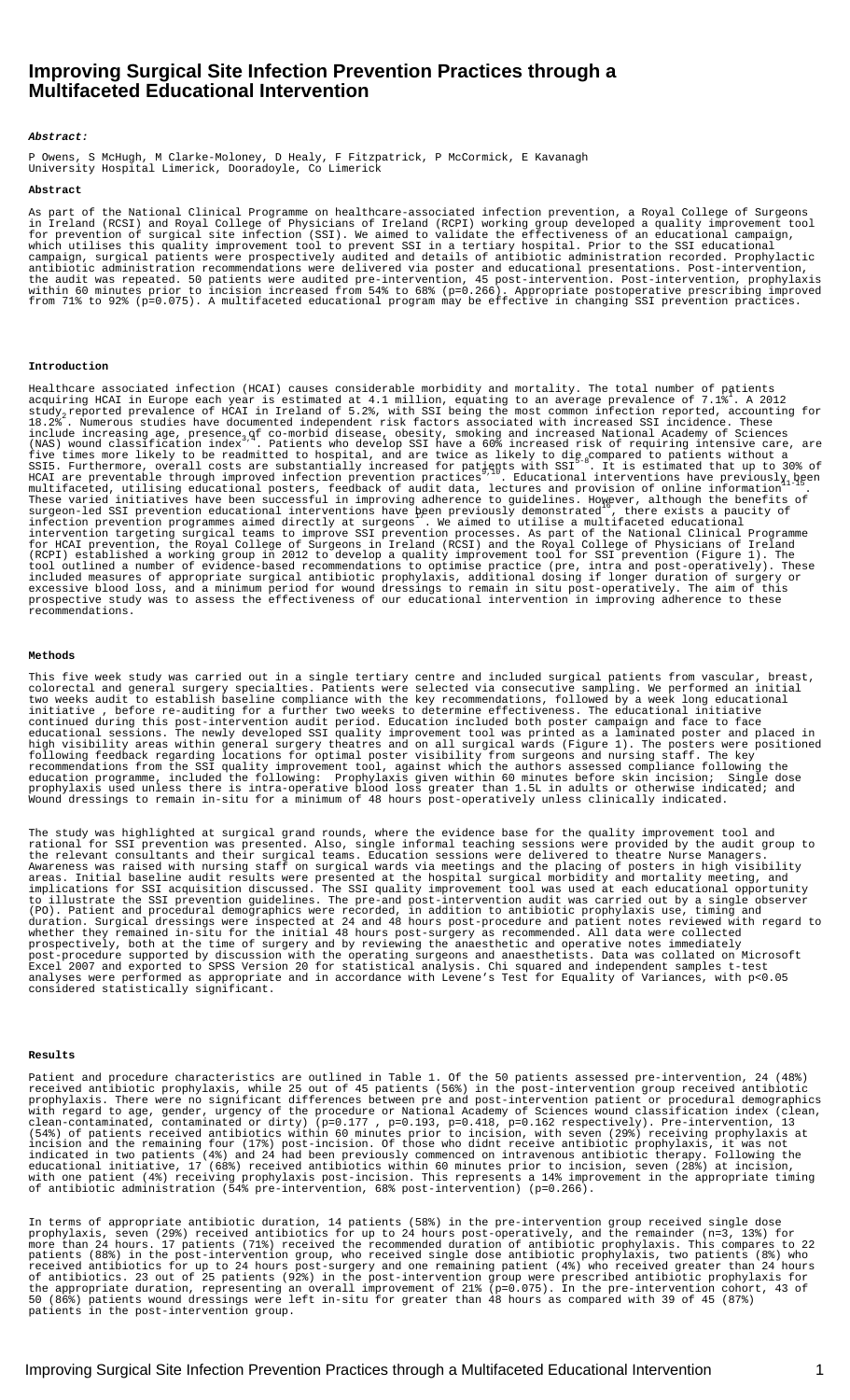# Improving Surgical Site Infection Prevention Practices through a Multifaceted Educational Intervention

***Abstract:***

P Owens, S McHugh, M Clarke-Moloney, D Healy, F Fitzpatrick, P McCormick, E Kavanagh
University Hospital Limerick, Dooradoyle, Co Limerick

### Abstract

As part of the National Clinical Programme on healthcare-associated infection prevention, a Royal College of Surgeons in Ireland (RCSI) and Royal College of Physicians of Ireland (RCPI) working group developed a quality improvement tool for prevention of surgical site infection (SSI). We aimed to validate the effectiveness of an educational campaign, which utilises this quality improvement tool to prevent SSI in a tertiary hospital. Prior to the SSI educational campaign, surgical patients were prospectively audited and details of antibiotic administration recorded. Prophylactic antibiotic administration recommendations were delivered via poster and educational presentations. Post-intervention, the audit was repeated. 50 patients were audited pre-intervention, 45 post-intervention. Post-intervention, prophylaxis within 60 minutes prior to incision increased from 54% to 68% (p=0.266). Appropriate postoperative prescribing improved from 71% to 92% (p=0.075). A multifaceted educational program may be effective in changing SSI prevention practices.

### Introduction

Healthcare associated infection (HCAI) causes considerable morbidity and mortality. The total number of patients acquiring HCAI in Europe each year is estimated at 4.1 million, equating to an average prevalence of 7.1%[1]. A 2012 study reported prevalence of HCAI in Ireland of 5.2%, with SSI being the most common infection reported, accounting for 18.2%[2]. Numerous studies have documented independent risk factors associated with increased SSI incidence. These include increasing age, presence of co-morbid disease, obesity, smoking and increased National Academy of Sciences (NAS) wound classification index[3,4]. Patients who develop SSI have a 60% increased risk of requiring intensive care, are five times more likely to be readmitted to hospital, and are twice as likely to die compared to patients without a SSI5. Furthermore, overall costs are substantially increased for patients with SSI[5-8]. It is estimated that up to 30% of HCAI are preventable through improved infection prevention practices[9,10]. Educational interventions have previously been multifaceted, utilising educational posters, feedback of audit data, lectures and provision of online information[11-15]. These varied initiatives have been successful in improving adherence to guidelines. However, although the benefits of surgeon-led SSI prevention educational interventions have been previously demonstrated[16], there exists a paucity of infection prevention programmes aimed directly at surgeons[7]. We aimed to utilise a multifaceted educational intervention targeting surgical teams to improve SSI prevention processes. As part of the National Clinical Programme for HCAI prevention, the Royal College of Surgeons in Ireland (RCSI) and the Royal College of Physicians of Ireland (RCPI) established a working group in 2012 to develop a quality improvement tool for SSI prevention (Figure 1). The tool outlined a number of evidence-based recommendations to optimise practice (pre, intra and post-operatively). These included measures of appropriate surgical antibiotic prophylaxis, additional dosing if longer duration of surgery or excessive blood loss, and a minimum period for wound dressings to remain in situ post-operatively. The aim of this prospective study was to assess the effectiveness of our educational intervention in improving adherence to these recommendations.

### Methods

This five week study was carried out in a single tertiary centre and included surgical patients from vascular, breast, colorectal and general surgery specialties. Patients were selected via consecutive sampling. We performed an initial two weeks audit to establish baseline compliance with the key recommendations, followed by a week long educational initiative , before re-auditing for a further two weeks to determine effectiveness. The educational initiative continued during this post-intervention audit period. Education included both poster campaign and face to face educational sessions. The newly developed SSI quality improvement tool was printed as a laminated poster and placed in high visibility areas within general surgery theatres and on all surgical wards (Figure 1). The posters were positioned following feedback regarding locations for optimal poster visibility from surgeons and nursing staff. The key recommendations from the SSI quality improvement tool, against which the authors assessed compliance following the education programme, included the following: Prophylaxis given within 60 minutes before skin incision; Single dose prophylaxis used unless there is intra-operative blood loss greater than 1.5L in adults or otherwise indicated; and Wound dressings to remain in-situ for a minimum of 48 hours post-operatively unless clinically indicated.

The study was highlighted at surgical grand rounds, where the evidence base for the quality improvement tool and rational for SSI prevention was presented. Also, single informal teaching sessions were provided by the audit group to the relevant consultants and their surgical teams. Education sessions were delivered to theatre Nurse Managers. Awareness was raised with nursing staff on surgical wards via meetings and the placing of posters in high visibility areas. Initial baseline audit results were presented at the hospital surgical morbidity and mortality meeting, and implications for SSI acquisition discussed. The SSI quality improvement tool was used at each educational opportunity to illustrate the SSI prevention guidelines. The pre and post-intervention audit was carried out by a single observer (PO). Patient and procedural demographics were recorded, in addition to antibiotic prophylaxis use, timing and duration. Surgical dressings were inspected at 24 and 48 hours post-procedure and patient notes reviewed with regard to whether they remained in-situ for the initial 48 hours post-surgery as recommended. All data were collected prospectively, both at the time of surgery and by reviewing the anaesthetic and operative notes immediately post-procedure supported by discussion with the operating surgeons and anaesthetists. Data was collated on Microsoft Excel 2007 and exported to SPSS Version 20 for statistical analysis. Chi squared and independent samples t-test analyses were performed as appropriate and in accordance with Levene's Test for Equality of Variances, with p<0.05 considered statistically significant.

### Results

Patient and procedure characteristics are outlined in Table 1. Of the 50 patients assessed pre-intervention, 24 (48%) received antibiotic prophylaxis, while 25 out of 45 patients (56%) in the post-intervention group received antibiotic prophylaxis. There were no significant differences between pre and post-intervention patient or procedural demographics with regard to age, gender, urgency of the procedure or National Academy of Sciences wound classification index (clean, clean-contaminated, contaminated or dirty) (p=0.177 , p=0.193, p=0.418, p=0.162 respectively). Pre-intervention, 13 (54%) of patients received antibiotics within 60 minutes prior to incision, with seven (29%) receiving prophylaxis at incision and the remaining four (17%) post-incision. Of those who didnt receive antibiotic prophylaxis, it was not indicated in two patients (4%) and 24 had been previously commenced on intravenous antibiotic therapy. Following the educational initiative, 17 (68%) received antibiotics within 60 minutes prior to incision, seven (28%) at incision, with one patient (4%) receiving prophylaxis post-incision. This represents a 14% improvement in the appropriate timing of antibiotic administration (54% pre-intervention, 68% post-intervention) (p=0.266).

In terms of appropriate antibiotic duration, 14 patients (58%) in the pre-intervention group received single dose prophylaxis, seven (29%) received antibiotics for up to 24 hours post-operatively, and the remainder (n=3, 13%) for more than 24 hours. 17 patients (71%) received the recommended duration of antibiotic prophylaxis. This compares to 22 patients (88%) in the post-intervention group, who received single dose antibiotic prophylaxis, two patients (8%) who received antibiotics for up to 24 hours post-surgery and one remaining patient (4%) who received greater than 24 hours of antibiotics. 23 out of 25 patients (92%) in the post-intervention group were prescribed antibiotic prophylaxis for the appropriate duration, representing an overall improvement of 21% (p=0.075). In the pre-intervention cohort, 43 of 50 (86%) patients wound dressings were left in-situ for greater than 48 hours as compared with 39 of 45 (87%) patients in the post-intervention group.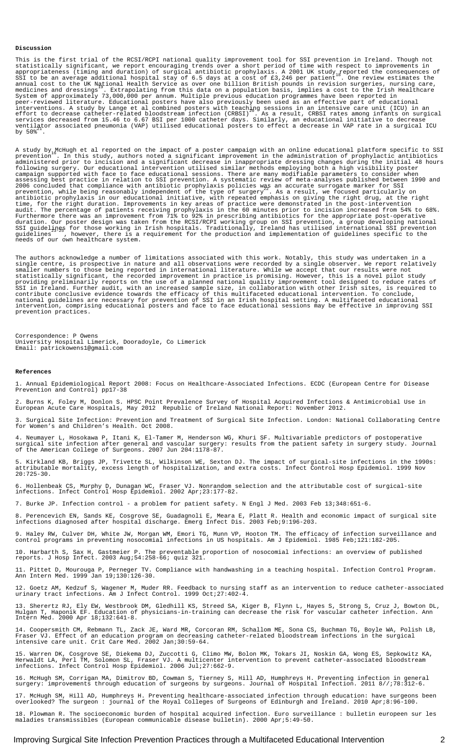### Discussion

This is the first trial of the RCSI/RCPI national quality improvement tool for SSI prevention in Ireland. Though not statistically significant, we report encouraging trends over a short period of time with respect to improvements in appropriateness (timing and duration) of surgical antibiotic prophylaxis. A 2001 UK study reported the consequences of SSI to be an average additional hospital stay of 6.5 days at a cost of £3,246 per patient[18]. One review estimates the annual cost to the UK National Health Service as over one billion British pounds in revision surgeries, nursing care, medicines and dressings[19]. Extrapolating from this data on a population basis, implies a cost to the Irish Healthcare System of approximately 73,000,000 per annum. Multiple previous education programmes have been reported in peer-reviewed literature. Educational posters have also previously been used as an effective part of educational interventions. A study by Lange et al combined posters with teaching sessions in an intensive care unit (ICU) in an effort to decrease catheter-related bloodstream infection (CRBSI)[20]. As a result, CRBSI rates among infants on surgical services decreased from 15.46 to 6.67 BSI per 1000 catheter days. Similarly, an educational initiative to decrease ventilator associated pneumonia (VAP) utilised educational posters to effect a decrease in VAP rate in a surgical ICU by 50%[21].

A study by McHugh et al reported on the impact of a poster campaign with an online educational platform specific to SSI prevention[16]. In this study, authors noted a significant improvement in the administration of prophylactic antibiotics administered prior to incision and a significant decrease in inappropriate dressing changes during the initial 48 hours following surgery. Our educational intervention utilised similar methods employing both a high visibility poster campaign supported with face to face educational sessions. There are many modifiable parameters to consider when assessing best practice in relation to SSI prevention. A systematic review of meta-analyses published between 1990 and 2006 concluded that compliance with antibiotic prophylaxis policies was an accurate surrogate marker for SSI prevention, while being reasonably independent of the type of surgery[22]. As a result, we focused particularly on antibiotic prophylaxis in our educational initiative, with repeated emphasis on giving the right drug, at the right time, for the right duration. Improvements in key areas of practice were demonstrated in the post-intervention audit. The percentage of patients receiving prophylaxis in the 60 minutes prior to incision increased from 54% to 68%. Furthermore there was an improvement from 71% to 92% in prescribing antibiotics for the appropriate post-operative duration. Our poster design was taken from the RCSI/RCPI working group on SSI prevention, a group developing national SSI guidelines for those working in Irish hospitals. Traditionally, Ireland has utilised international SSI prevention guidelines[23-25], however, there is a requirement for the production and implementation of guidelines specific to the needs of our own healthcare system.

The authors acknowledge a number of limitations associated with this work. Notably, this study was undertaken in a single centre, is prospective in nature and all observations were recorded by a single observer. We report relatively smaller numbers to those being reported in international literature. While we accept that our results were not statistically significant, the recorded improvement in practice is promising. However, this is a novel pilot study providing preliminarily reports on the use of a planned national quality improvement tool designed to reduce rates of SSI in Ireland. Further audit, with an increased sample size, in collaboration with other Irish sites, is required to contribute conclusive evidence towards the efficacy of this multifaceted educational intervention. To conclude, national guidelines are necessary for prevention of SSI in an Irish hospital setting. A multifaceted educational intervention, comprising educational posters and face to face educational sessions may be effective in improving SSI prevention practices.

Correspondence: P Owens
University Hospital Limerick, Dooradoyle, Co Limerick
Email: patrickowens1@gmail.com

### References

1. Annual Epidemiological Report 2008: Focus on Healthcare-Associated Infections. ECDC (European Centre for Disease Prevention and Control) pp17-38

2. Burns K, Foley M, Donlon S. HPSC Point Prevalence Survey of Hospital Acquired Infections & Antimicrobial Use in European Acute Care Hospitals, May 2012 Republic of Ireland National Report: November 2012.

3. Surgical Site Infection: Prevention and Treatment of Surgical Site Infection. London: National Collaborating Centre for Women's and Children's Health. Oct 2008.

4. Neumayer L, Hosokawa P, Itani K, El-Tamer M, Henderson WG, Khuri SF. Multivariable predictors of postoperative surgical site infection after general and vascular surgery: results from the patient safety in surgery study. Journal of the American College of Surgeons. 2007 Jun 204:1178-87.

5. Kirkland KB, Briggs JP, Trivette SL, Wilkinson WE, Sexton DJ. The impact of surgical-site infections in the 1990s: attributable mortality, excess length of hospitalization, and extra costs. Infect Control Hosp Epidemiol. 1999 Nov 20:725-30.

6. Hollenbeak CS, Murphy D, Dunagan WC, Fraser VJ. Nonrandom selection and the attributable cost of surgical-site infections. Infect Control Hosp Epidemiol. 2002 Apr;23:177-82.

7. Burke JP. Infection control - a problem for patient safety. N Engl J Med. 2003 Feb 13;348:651-6.

8. Perencevich EN, Sands KE, Cosgrove SE, Guadagnoli E, Meara E, Platt R. Health and economic impact of surgical site infections diagnosed after hospital discharge. Emerg Infect Dis. 2003 Feb;9:196-203.

9. Haley RW, Culver DH, White JW, Morgan WM, Emori TG, Munn VP, Hooton TM. The efficacy of infection surveillance and control programs in preventing nosocomial infections in US hospitals. Am J Epidemiol. 1985 Feb;121:182-205.

10. Harbarth S, Sax H, Gastmeier P. The preventable proportion of nosocomial infections: an overview of published reports. J Hosp Infect. 2003 Aug;54:258-66; quiz 321.

11. Pittet D, Mourouga P, Perneger TV. Compliance with handwashing in a teaching hospital. Infection Control Program. Ann Intern Med. 1999 Jan 19;130:126-30.

12. Goetz AM, Kedzuf S, Wagener M, Muder RR. Feedback to nursing staff as an intervention to reduce catheter-associated urinary tract infections. Am J Infect Control. 1999 Oct;27:402-4.

13. Sherertz RJ, Ely EW, Westbrook DM, Gledhill KS, Streed SA, Kiger B, Flynn L, Hayes S, Strong S, Cruz J, Bowton DL, Hulgan T, Haponik EF. Education of physicians-in-training can decrease the risk for vascular catheter infection. Ann Intern Med. 2000 Apr 18;132:641-8.

14. Coopersmith CM, Rebmann TL, Zack JE, Ward MR, Corcoran RM, Schallom ME, Sona CS, Buchman TG, Boyle WA, Polish LB, Fraser VJ. Effect of an education program on decreasing catheter-related bloodstream infections in the surgical intensive care unit. Crit Care Med. 2002 Jan;30:59-64.

15. Warren DK, Cosgrove SE, Diekema DJ, Zuccotti G, Climo MW, Bolon MK, Tokars JI, Noskin GA, Wong ES, Sepkowitz KA, Herwaldt LA, Perl TM, Solomon SL, Fraser VJ. A multicenter intervention to prevent catheter-associated bloodstream infections. Infect Control Hosp Epidemiol. 2006 Jul;27:662-9.

16. McHugh SM, Corrigan MA, Dimitrov BD, Cowman S, Tierney S, Hill AD, Humphreys H. Preventing infection in general surgery: improvements through education of surgeons by surgeons. Journal of Hospital Infection. 2011 8//;78:312-6.

17. McHugh SM, Hill AD, Humphreys H. Preventing healthcare-associated infection through education: have surgeons been overlooked? The surgeon : journal of the Royal Colleges of Surgeons of Edinburgh and Ireland. 2010 Apr;8:96-100.

18. Plowman R. The socioeconomic burden of hospital acquired infection. Euro surveillance : bulletin europeen sur les maladies transmissibles (European communicable disease bulletin). 2000 Apr;5:49-50.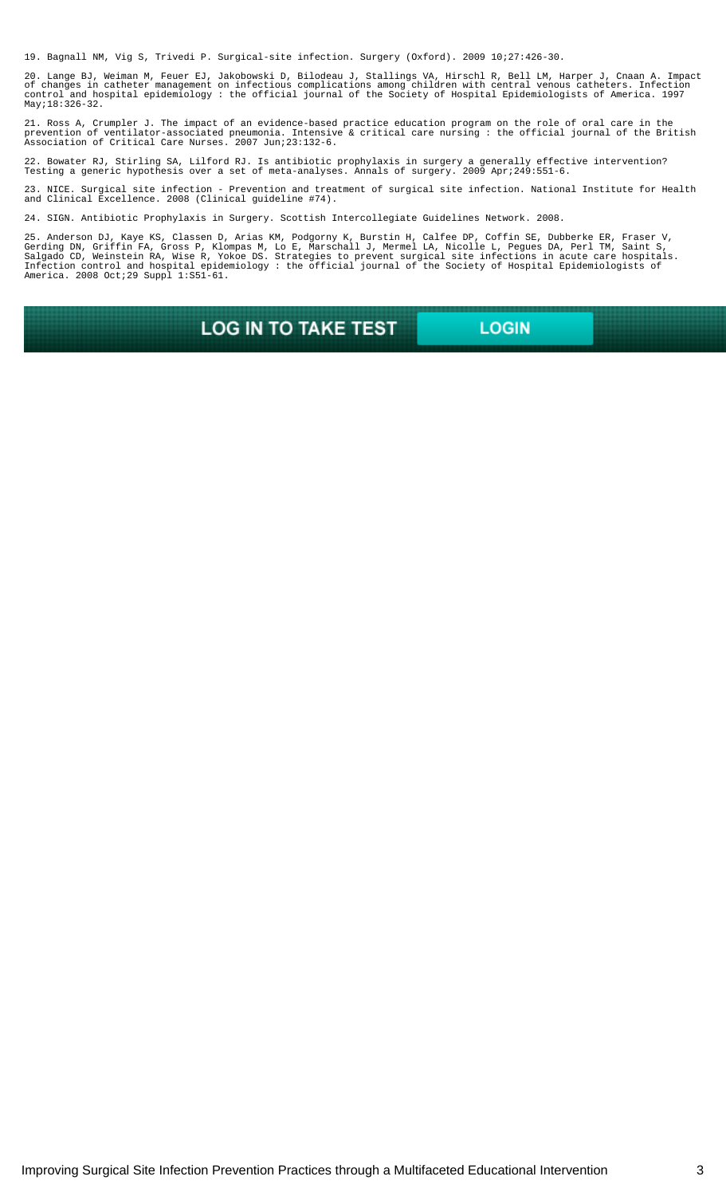19. Bagnall NM, Vig S, Trivedi P. Surgical-site infection. Surgery (Oxford). 2009 10;27:426-30.

20. Lange BJ, Weiman M, Feuer EJ, Jakobowski D, Bilodeau J, Stallings VA, Hirschl R, Bell LM, Harper J, Cnaan A. Impact of changes in catheter management on infectious complications among children with central venous catheters. Infection control and hospital epidemiology : the official journal of the Society of Hospital Epidemiologists of America. 1997 May;18:326-32.

21. Ross A, Crumpler J. The impact of an evidence-based practice education program on the role of oral care in the prevention of ventilator-associated pneumonia. Intensive & critical care nursing : the official journal of the British Association of Critical Care Nurses. 2007 Jun;23:132-6.

22. Bowater RJ, Stirling SA, Lilford RJ. Is antibiotic prophylaxis in surgery a generally effective intervention? Testing a generic hypothesis over a set of meta-analyses. Annals of surgery. 2009 Apr;249:551-6.

23. NICE. Surgical site infection - Prevention and treatment of surgical site infection. National Institute for Health and Clinical Excellence. 2008 (Clinical guideline #74).

24. SIGN. Antibiotic Prophylaxis in Surgery. Scottish Intercollegiate Guidelines Network. 2008.

25. Anderson DJ, Kaye KS, Classen D, Arias KM, Podgorny K, Burstin H, Calfee DP, Coffin SE, Dubberke ER, Fraser V, Gerding DN, Griffin FA, Gross P, Klompas M, Lo E, Marschall J, Mermel LA, Nicolle L, Pegues DA, Perl TM, Saint S, Salgado CD, Weinstein RA, Wise R, Yokoe DS. Strategies to prevent surgical site infections in acute care hospitals. Infection control and hospital epidemiology : the official journal of the Society of Hospital Epidemiologists of America. 2008 Oct;29 Suppl 1:S51-61.

LOG IN TO TAKE TEST LOGIN